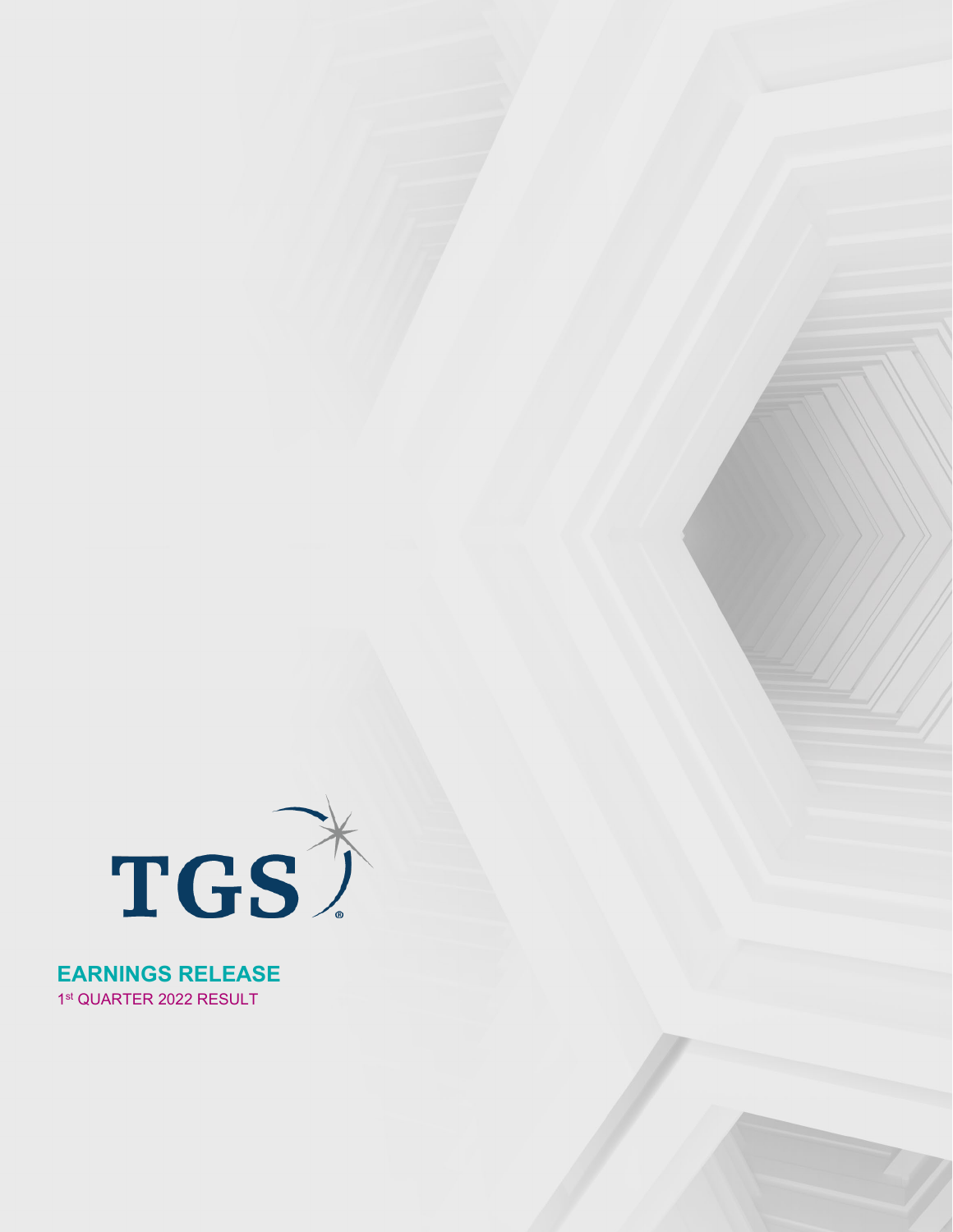TGS

# EARNINGS RELEASE

1st QUARTER 2022 RESULT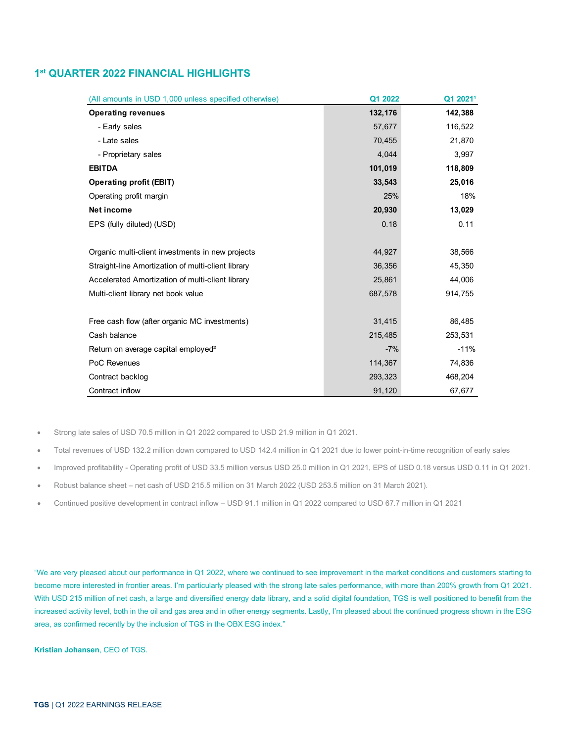## 1st QUARTER 2022 FINANCIAL HIGHLIGHTS

| (All amounts in USD 1,000 unless specified otherwise) | Q1 2022 | Q1 2021[1] |
|---|---|---|
| **Operating revenues** | **132,176** | **142,388** |
| - Early sales | 57,677 | 116,522 |
| - Late sales | 70,455 | 21,870 |
| - Proprietary sales | 4,044 | 3,997 |
| **EBITDA** | **101,019** | **118,809** |
| **Operating profit (EBIT)** | **33,543** | **25,016** |
| Operating profit margin | 25% | 18% |
| **Net income** | **20,930** | **13,029** |
| EPS (fully diluted) (USD) | 0.18 | 0.11 |
| | | |
| Organic multi-client investments in new projects | 44,927 | 38,566 |
| Straight-line Amortization of multi-client library | 36,356 | 45,350 |
| Accelerated Amortization of multi-client library | 25,861 | 44,006 |
| Multi-client library net book value | 687,578 | 914,755 |
| | | |
| Free cash flow (after organic MC investments) | 31,415 | 86,485 |
| Cash balance | 215,485 | 253,531 |
| Return on average capital employed[2] | -7% | -11% |
| PoC Revenues | 114,367 | 74,836 |
| Contract backlog | 293,323 | 468,204 |
| Contract inflow | 91,120 | 67,677 |

- Strong late sales of USD 70.5 million in Q1 2022 compared to USD 21.9 million in Q1 2021.
- Total revenues of USD 132.2 million down compared to USD 142.4 million in Q1 2021 due to lower point-in-time recognition of early sales
- Improved profitability - Operating profit of USD 33.5 million versus USD 25.0 million in Q1 2021, EPS of USD 0.18 versus USD 0.11 in Q1 2021.
- Robust balance sheet – net cash of USD 215.5 million on 31 March 2022 (USD 253.5 million on 31 March 2021).
- Continued positive development in contract inflow – USD 91.1 million in Q1 2022 compared to USD 67.7 million in Q1 2021

"We are very pleased about our performance in Q1 2022, where we continued to see improvement in the market conditions and customers starting to become more interested in frontier areas. I'm particularly pleased with the strong late sales performance, with more than 200% growth from Q1 2021. With USD 215 million of net cash, a large and diversified energy data library, and a solid digital foundation, TGS is well positioned to benefit from the increased activity level, both in the oil and gas area and in other energy segments. Lastly, I'm pleased about the continued progress shown in the ESG area, as confirmed recently by the inclusion of TGS in the OBX ESG index."

**Kristian Johansen**, CEO of TGS.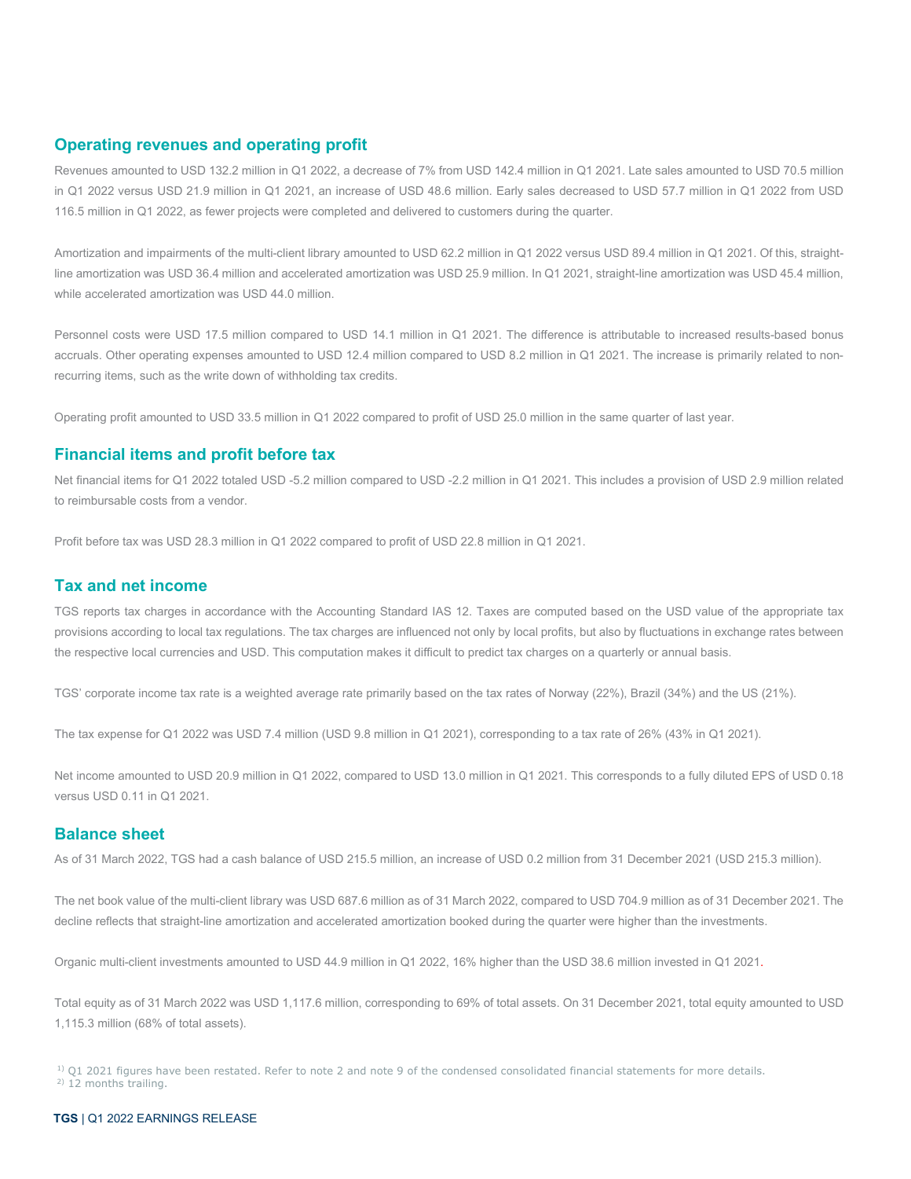## Operating revenues and operating profit

Revenues amounted to USD 132.2 million in Q1 2022, a decrease of 7% from USD 142.4 million in Q1 2021. Late sales amounted to USD 70.5 million in Q1 2022 versus USD 21.9 million in Q1 2021, an increase of USD 48.6 million. Early sales decreased to USD 57.7 million in Q1 2022 from USD 116.5 million in Q1 2022, as fewer projects were completed and delivered to customers during the quarter.

Amortization and impairments of the multi-client library amounted to USD 62.2 million in Q1 2022 versus USD 89.4 million in Q1 2021. Of this, straight-line amortization was USD 36.4 million and accelerated amortization was USD 25.9 million. In Q1 2021, straight-line amortization was USD 45.4 million, while accelerated amortization was USD 44.0 million.

Personnel costs were USD 17.5 million compared to USD 14.1 million in Q1 2021. The difference is attributable to increased results-based bonus accruals. Other operating expenses amounted to USD 12.4 million compared to USD 8.2 million in Q1 2021. The increase is primarily related to non-recurring items, such as the write down of withholding tax credits.

Operating profit amounted to USD 33.5 million in Q1 2022 compared to profit of USD 25.0 million in the same quarter of last year.

## Financial items and profit before tax

Net financial items for Q1 2022 totaled USD -5.2 million compared to USD -2.2 million in Q1 2021. This includes a provision of USD 2.9 million related to reimbursable costs from a vendor.

Profit before tax was USD 28.3 million in Q1 2022 compared to profit of USD 22.8 million in Q1 2021.

## Tax and net income

TGS reports tax charges in accordance with the Accounting Standard IAS 12. Taxes are computed based on the USD value of the appropriate tax provisions according to local tax regulations. The tax charges are influenced not only by local profits, but also by fluctuations in exchange rates between the respective local currencies and USD. This computation makes it difficult to predict tax charges on a quarterly or annual basis.

TGS' corporate income tax rate is a weighted average rate primarily based on the tax rates of Norway (22%), Brazil (34%) and the US (21%).

The tax expense for Q1 2022 was USD 7.4 million (USD 9.8 million in Q1 2021), corresponding to a tax rate of 26% (43% in Q1 2021).

Net income amounted to USD 20.9 million in Q1 2022, compared to USD 13.0 million in Q1 2021. This corresponds to a fully diluted EPS of USD 0.18 versus USD 0.11 in Q1 2021.

## Balance sheet

As of 31 March 2022, TGS had a cash balance of USD 215.5 million, an increase of USD 0.2 million from 31 December 2021 (USD 215.3 million).

The net book value of the multi-client library was USD 687.6 million as of 31 March 2022, compared to USD 704.9 million as of 31 December 2021. The decline reflects that straight-line amortization and accelerated amortization booked during the quarter were higher than the investments.

Organic multi-client investments amounted to USD 44.9 million in Q1 2022, 16% higher than the USD 38.6 million invested in Q1 2021.

Total equity as of 31 March 2022 was USD 1,117.6 million, corresponding to 69% of total assets. On 31 December 2021, total equity amounted to USD 1,115.3 million (68% of total assets).

[1] Q1 2021 figures have been restated. Refer to note 2 and note 9 of the condensed consolidated financial statements for more details.
[2] 12 months trailing.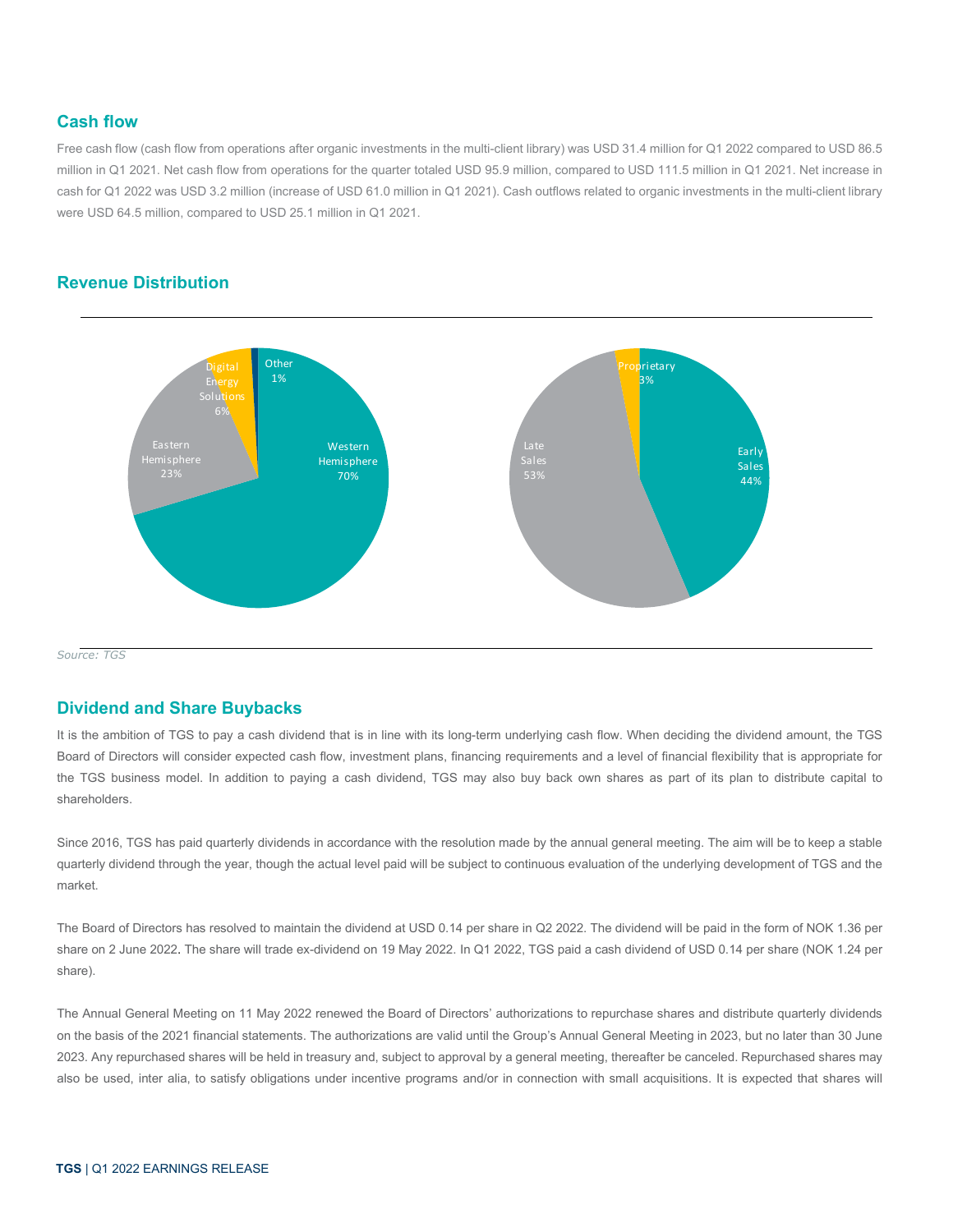## Cash flow

Free cash flow (cash flow from operations after organic investments in the multi-client library) was USD 31.4 million for Q1 2022 compared to USD 86.5 million in Q1 2021. Net cash flow from operations for the quarter totaled USD 95.9 million, compared to USD 111.5 million in Q1 2021. Net increase in cash for Q1 2022 was USD 3.2 million (increase of USD 61.0 million in Q1 2021). Cash outflows related to organic investments in the multi-client library were USD 64.5 million, compared to USD 25.1 million in Q1 2021.

## Revenue Distribution

Western Hemisphere 70%, Eastern Hemisphere 23%, Digital Energy Solutions 6%, Other 1%

Early Sales 44%, Late Sales 53%, Proprietary 3%

*Source: TGS*

## Dividend and Share Buybacks

It is the ambition of TGS to pay a cash dividend that is in line with its long-term underlying cash flow. When deciding the dividend amount, the TGS Board of Directors will consider expected cash flow, investment plans, financing requirements and a level of financial flexibility that is appropriate for the TGS business model. In addition to paying a cash dividend, TGS may also buy back own shares as part of its plan to distribute capital to shareholders.

Since 2016, TGS has paid quarterly dividends in accordance with the resolution made by the annual general meeting. The aim will be to keep a stable quarterly dividend through the year, though the actual level paid will be subject to continuous evaluation of the underlying development of TGS and the market.

The Board of Directors has resolved to maintain the dividend at USD 0.14 per share in Q2 2022. The dividend will be paid in the form of NOK 1.36 per share on 2 June 2022. The share will trade ex-dividend on 19 May 2022. In Q1 2022, TGS paid a cash dividend of USD 0.14 per share (NOK 1.24 per share).

The Annual General Meeting on 11 May 2022 renewed the Board of Directors' authorizations to repurchase shares and distribute quarterly dividends on the basis of the 2021 financial statements. The authorizations are valid until the Group's Annual General Meeting in 2023, but no later than 30 June 2023. Any repurchased shares will be held in treasury and, subject to approval by a general meeting, thereafter be canceled. Repurchased shares may also be used, inter alia, to satisfy obligations under incentive programs and/or in connection with small acquisitions. It is expected that shares will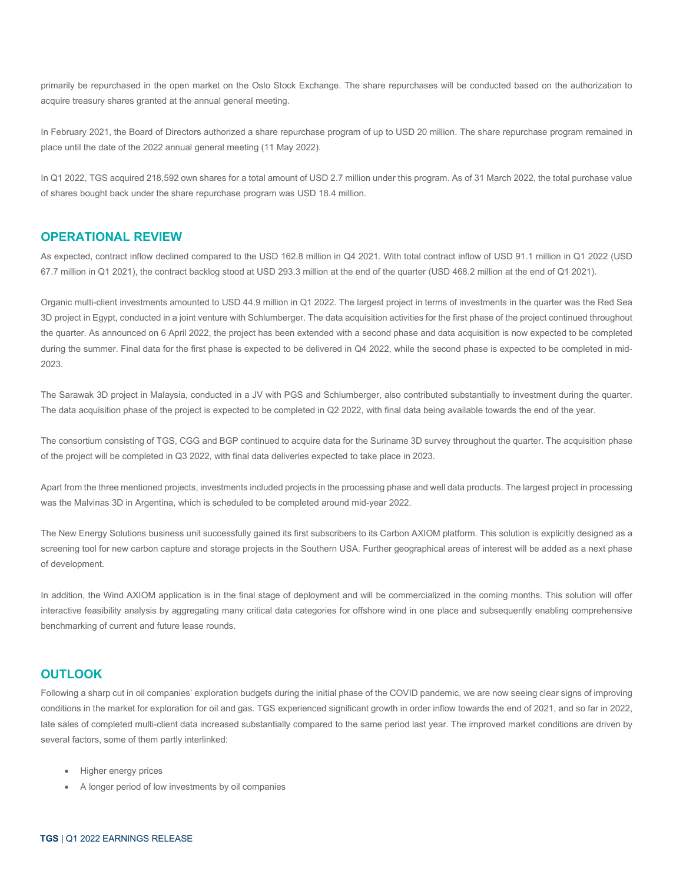primarily be repurchased in the open market on the Oslo Stock Exchange. The share repurchases will be conducted based on the authorization to acquire treasury shares granted at the annual general meeting.

In February 2021, the Board of Directors authorized a share repurchase program of up to USD 20 million. The share repurchase program remained in place until the date of the 2022 annual general meeting (11 May 2022).

In Q1 2022, TGS acquired 218,592 own shares for a total amount of USD 2.7 million under this program. As of 31 March 2022, the total purchase value of shares bought back under the share repurchase program was USD 18.4 million.

## OPERATIONAL REVIEW

As expected, contract inflow declined compared to the USD 162.8 million in Q4 2021. With total contract inflow of USD 91.1 million in Q1 2022 (USD 67.7 million in Q1 2021), the contract backlog stood at USD 293.3 million at the end of the quarter (USD 468.2 million at the end of Q1 2021).

Organic multi-client investments amounted to USD 44.9 million in Q1 2022. The largest project in terms of investments in the quarter was the Red Sea 3D project in Egypt, conducted in a joint venture with Schlumberger. The data acquisition activities for the first phase of the project continued throughout the quarter. As announced on 6 April 2022, the project has been extended with a second phase and data acquisition is now expected to be completed during the summer. Final data for the first phase is expected to be delivered in Q4 2022, while the second phase is expected to be completed in mid-2023.

The Sarawak 3D project in Malaysia, conducted in a JV with PGS and Schlumberger, also contributed substantially to investment during the quarter. The data acquisition phase of the project is expected to be completed in Q2 2022, with final data being available towards the end of the year.

The consortium consisting of TGS, CGG and BGP continued to acquire data for the Suriname 3D survey throughout the quarter. The acquisition phase of the project will be completed in Q3 2022, with final data deliveries expected to take place in 2023.

Apart from the three mentioned projects, investments included projects in the processing phase and well data products. The largest project in processing was the Malvinas 3D in Argentina, which is scheduled to be completed around mid-year 2022.

The New Energy Solutions business unit successfully gained its first subscribers to its Carbon AXIOM platform. This solution is explicitly designed as a screening tool for new carbon capture and storage projects in the Southern USA. Further geographical areas of interest will be added as a next phase of development.

In addition, the Wind AXIOM application is in the final stage of deployment and will be commercialized in the coming months. This solution will offer interactive feasibility analysis by aggregating many critical data categories for offshore wind in one place and subsequently enabling comprehensive benchmarking of current and future lease rounds.

## OUTLOOK

Following a sharp cut in oil companies' exploration budgets during the initial phase of the COVID pandemic, we are now seeing clear signs of improving conditions in the market for exploration for oil and gas. TGS experienced significant growth in order inflow towards the end of 2021, and so far in 2022, late sales of completed multi-client data increased substantially compared to the same period last year. The improved market conditions are driven by several factors, some of them partly interlinked:

- Higher energy prices
- A longer period of low investments by oil companies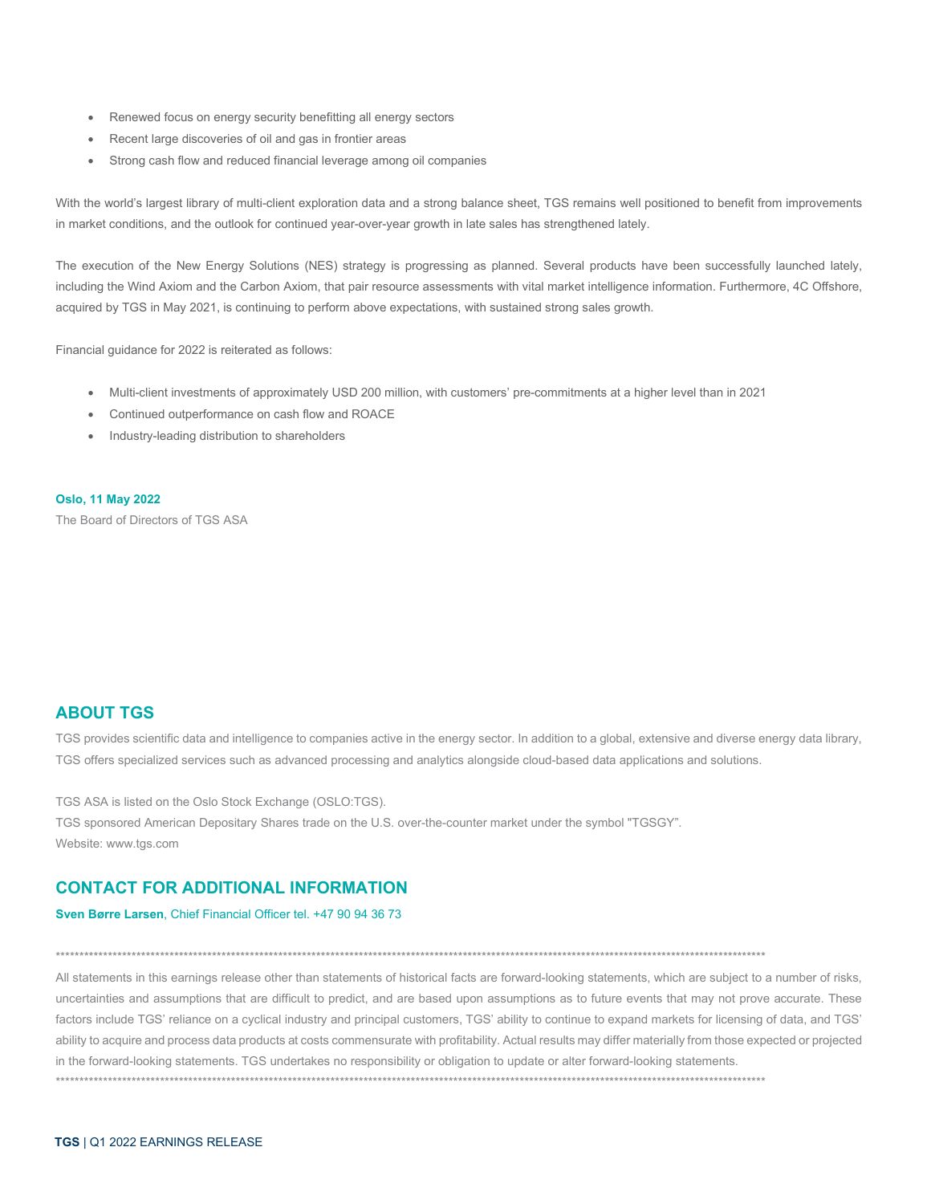- Renewed focus on energy security benefitting all energy sectors
- Recent large discoveries of oil and gas in frontier areas
- Strong cash flow and reduced financial leverage among oil companies

With the world's largest library of multi-client exploration data and a strong balance sheet, TGS remains well positioned to benefit from improvements in market conditions, and the outlook for continued year-over-year growth in late sales has strengthened lately.

The execution of the New Energy Solutions (NES) strategy is progressing as planned. Several products have been successfully launched lately, including the Wind Axiom and the Carbon Axiom, that pair resource assessments with vital market intelligence information. Furthermore, 4C Offshore, acquired by TGS in May 2021, is continuing to perform above expectations, with sustained strong sales growth.

Financial guidance for 2022 is reiterated as follows:

- Multi-client investments of approximately USD 200 million, with customers' pre-commitments at a higher level than in 2021
- Continued outperformance on cash flow and ROACE
- Industry-leading distribution to shareholders

**Oslo, 11 May 2022**
The Board of Directors of TGS ASA

## ABOUT TGS

TGS provides scientific data and intelligence to companies active in the energy sector. In addition to a global, extensive and diverse energy data library, TGS offers specialized services such as advanced processing and analytics alongside cloud-based data applications and solutions.

TGS ASA is listed on the Oslo Stock Exchange (OSLO:TGS).
TGS sponsored American Depositary Shares trade on the U.S. over-the-counter market under the symbol "TGSGY".
Website: www.tgs.com

## CONTACT FOR ADDITIONAL INFORMATION

**Sven Børre Larsen**, Chief Financial Officer tel. +47 90 94 36 73

*****************************************************************************************************************************************************

All statements in this earnings release other than statements of historical facts are forward-looking statements, which are subject to a number of risks, uncertainties and assumptions that are difficult to predict, and are based upon assumptions as to future events that may not prove accurate. These factors include TGS' reliance on a cyclical industry and principal customers, TGS' ability to continue to expand markets for licensing of data, and TGS' ability to acquire and process data products at costs commensurate with profitability. Actual results may differ materially from those expected or projected in the forward-looking statements. TGS undertakes no responsibility or obligation to update or alter forward-looking statements.

*****************************************************************************************************************************************************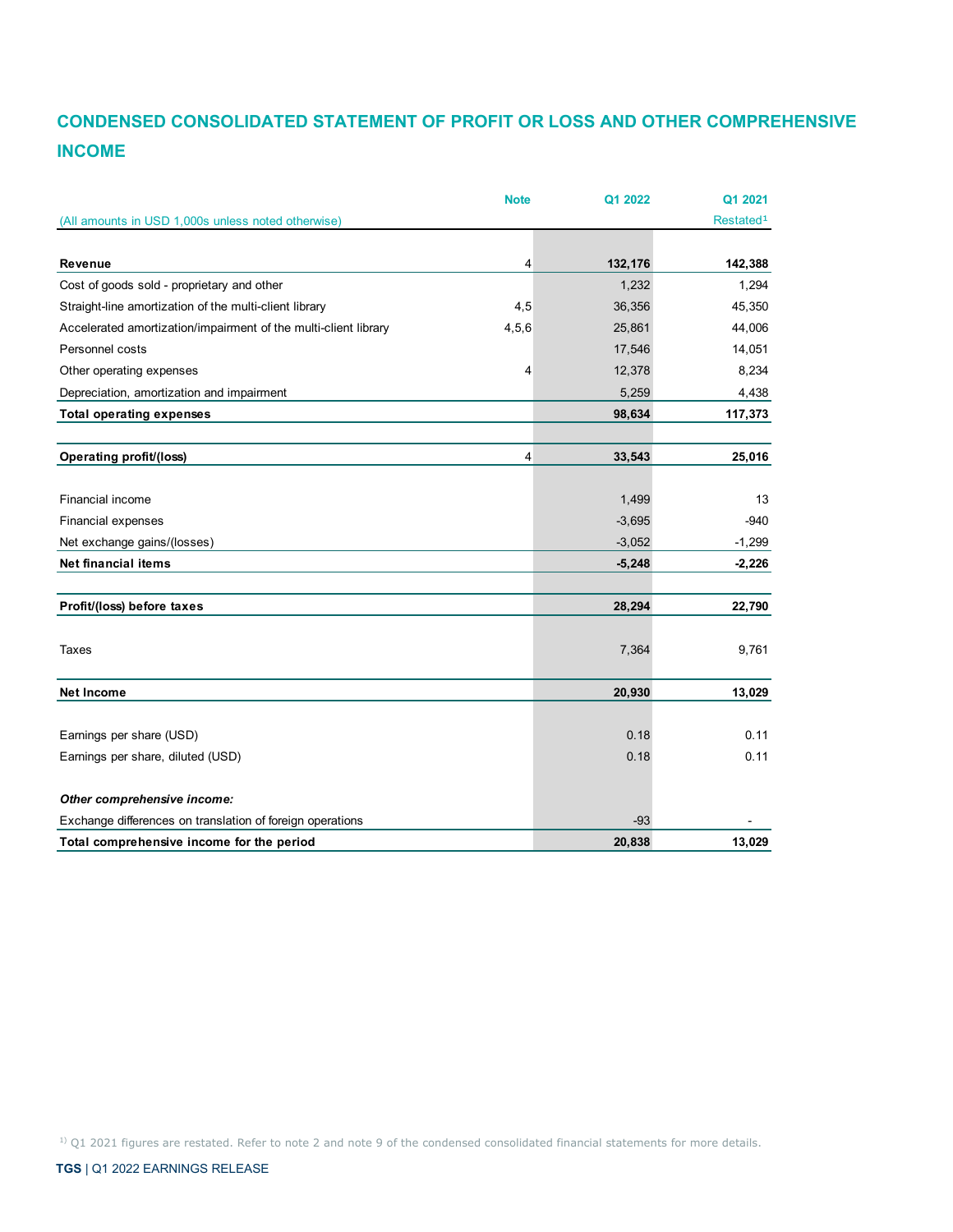# CONDENSED CONSOLIDATED STATEMENT OF PROFIT OR LOSS AND OTHER COMPREHENSIVE INCOME

| (All amounts in USD 1,000s unless noted otherwise) | Note | Q1 2022 | Q1 2021 Restated[1] |
|---|---|---|---|
| **Revenue** | 4 | **132,176** | **142,388** |
| Cost of goods sold - proprietary and other | | 1,232 | 1,294 |
| Straight-line amortization of the multi-client library | 4,5 | 36,356 | 45,350 |
| Accelerated amortization/impairment of the multi-client library | 4,5,6 | 25,861 | 44,006 |
| Personnel costs | | 17,546 | 14,051 |
| Other operating expenses | 4 | 12,378 | 8,234 |
| Depreciation, amortization and impairment | | 5,259 | 4,438 |
| **Total operating expenses** | | **98,634** | **117,373** |
| | | | |
| **Operating profit/(loss)** | 4 | **33,543** | **25,016** |
| | | | |
| Financial income | | 1,499 | 13 |
| Financial expenses | | -3,695 | -940 |
| Net exchange gains/(losses) | | -3,052 | -1,299 |
| **Net financial items** | | **-5,248** | **-2,226** |
| | | | |
| **Profit/(loss) before taxes** | | **28,294** | **22,790** |
| | | | |
| Taxes | | 7,364 | 9,761 |
| | | | |
| **Net Income** | | **20,930** | **13,029** |
| | | | |
| Earnings per share (USD) | | 0.18 | 0.11 |
| Earnings per share, diluted (USD) | | 0.18 | 0.11 |
| | | | |
| ***Other comprehensive income:*** | | | |
| Exchange differences on translation of foreign operations | | -93 | - |
| **Total comprehensive income for the period** | | **20,838** | **13,029** |

[1] Q1 2021 figures are restated. Refer to note 2 and note 9 of the condensed consolidated financial statements for more details.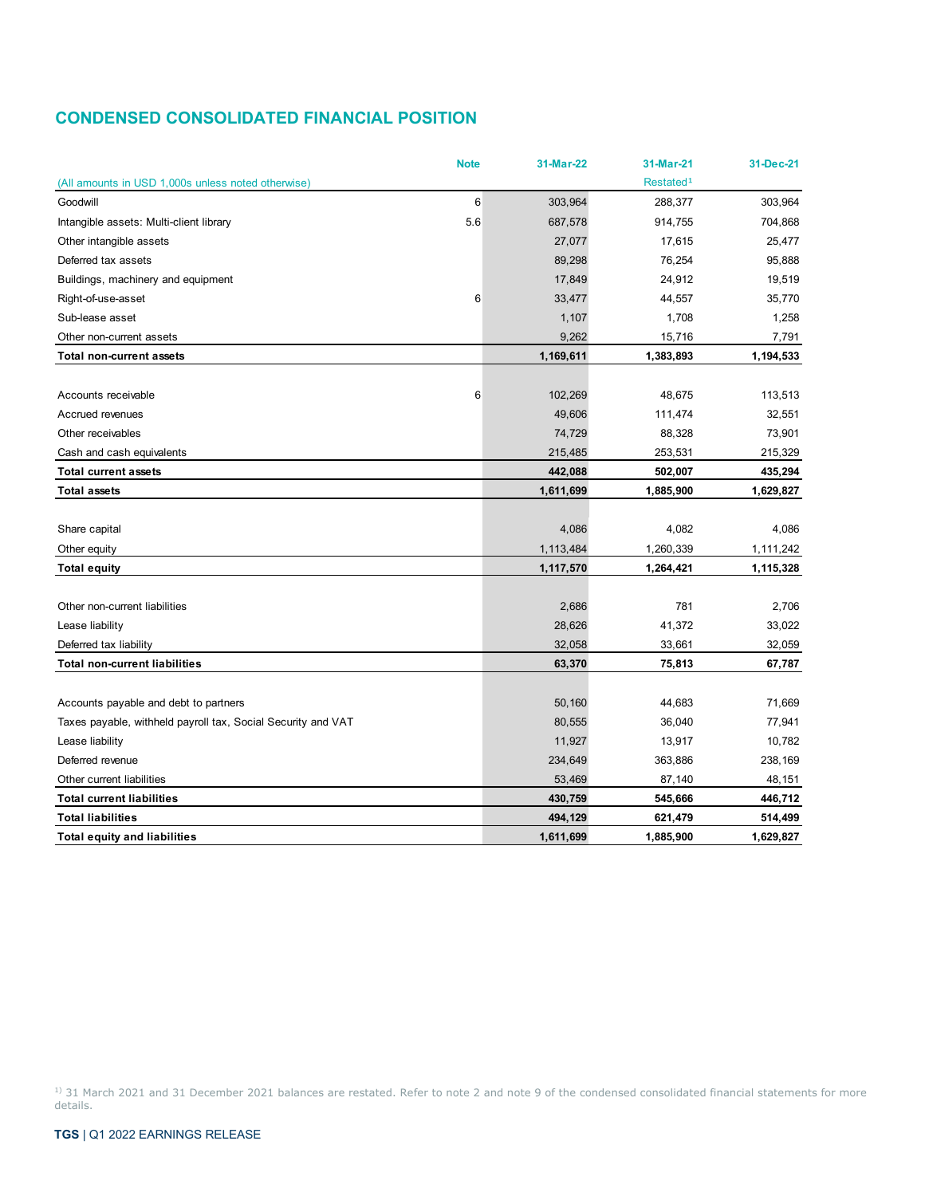## CONDENSED CONSOLIDATED FINANCIAL POSITION

| (All amounts in USD 1,000s unless noted otherwise) | Note | 31-Mar-22 | 31-Mar-21 Restated[1] | 31-Dec-21 |
|---|---|---|---|---|
| Goodwill | 6 | 303,964 | 288,377 | 303,964 |
| Intangible assets: Multi-client library | 5.6 | 687,578 | 914,755 | 704,868 |
| Other intangible assets | | 27,077 | 17,615 | 25,477 |
| Deferred tax assets | | 89,298 | 76,254 | 95,888 |
| Buildings, machinery and equipment | | 17,849 | 24,912 | 19,519 |
| Right-of-use-asset | 6 | 33,477 | 44,557 | 35,770 |
| Sub-lease asset | | 1,107 | 1,708 | 1,258 |
| Other non-current assets | | 9,262 | 15,716 | 7,791 |
| **Total non-current assets** | | **1,169,611** | **1,383,893** | **1,194,533** |
| | | | | |
| Accounts receivable | 6 | 102,269 | 48,675 | 113,513 |
| Accrued revenues | | 49,606 | 111,474 | 32,551 |
| Other receivables | | 74,729 | 88,328 | 73,901 |
| Cash and cash equivalents | | 215,485 | 253,531 | 215,329 |
| **Total current assets** | | **442,088** | **502,007** | **435,294** |
| **Total assets** | | **1,611,699** | **1,885,900** | **1,629,827** |
| | | | | |
| Share capital | | 4,086 | 4,082 | 4,086 |
| Other equity | | 1,113,484 | 1,260,339 | 1,111,242 |
| **Total equity** | | **1,117,570** | **1,264,421** | **1,115,328** |
| | | | | |
| Other non-current liabilities | | 2,686 | 781 | 2,706 |
| Lease liability | | 28,626 | 41,372 | 33,022 |
| Deferred tax liability | | 32,058 | 33,661 | 32,059 |
| **Total non-current liabilities** | | **63,370** | **75,813** | **67,787** |
| | | | | |
| Accounts payable and debt to partners | | 50,160 | 44,683 | 71,669 |
| Taxes payable, withheld payroll tax, Social Security and VAT | | 80,555 | 36,040 | 77,941 |
| Lease liability | | 11,927 | 13,917 | 10,782 |
| Deferred revenue | | 234,649 | 363,886 | 238,169 |
| Other current liabilities | | 53,469 | 87,140 | 48,151 |
| **Total current liabilities** | | **430,759** | **545,666** | **446,712** |
| **Total liabilities** | | **494,129** | **621,479** | **514,499** |
| **Total equity and liabilities** | | **1,611,699** | **1,885,900** | **1,629,827** |

[1] 31 March 2021 and 31 December 2021 balances are restated. Refer to note 2 and note 9 of the condensed consolidated financial statements for more details.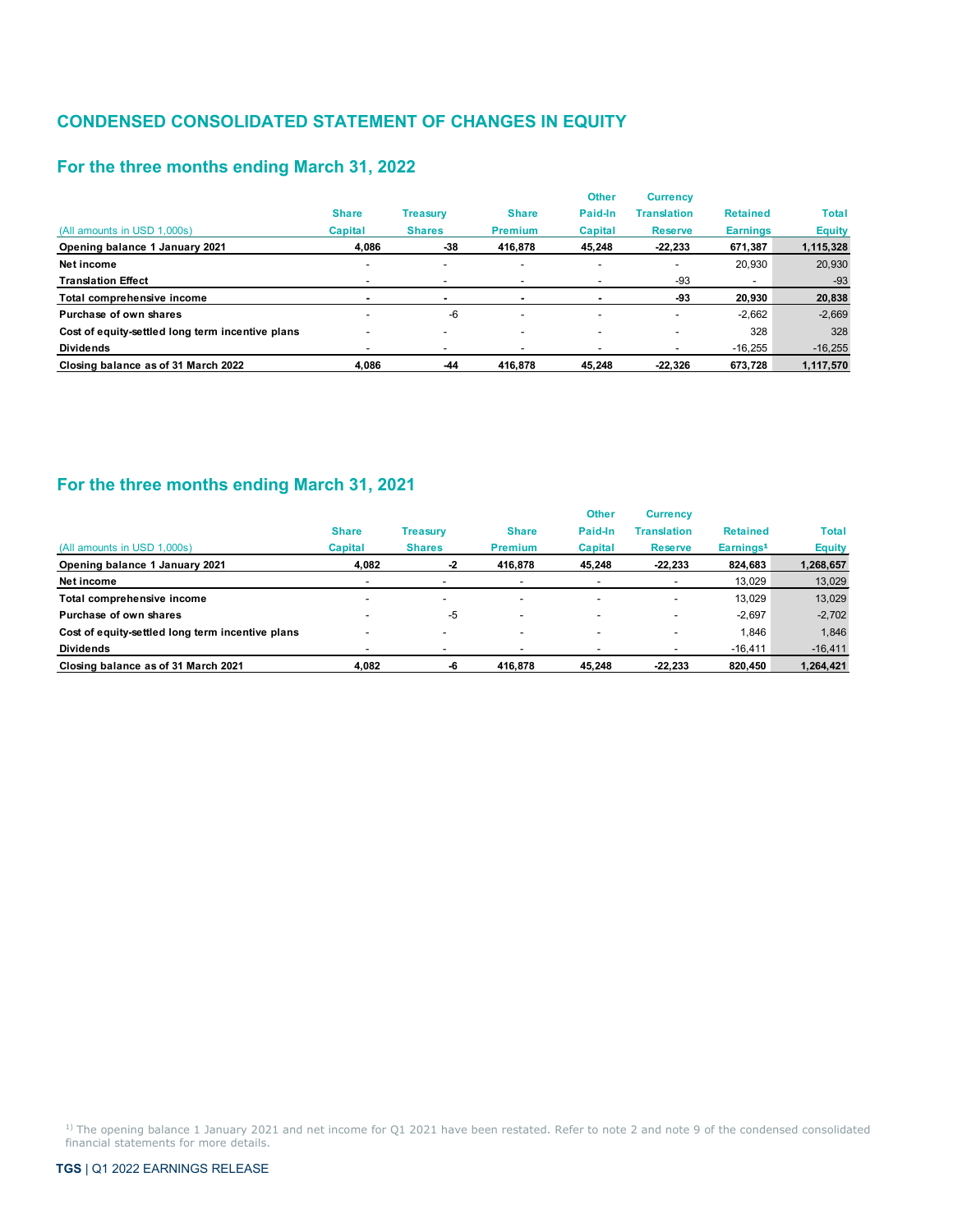## CONDENSED CONSOLIDATED STATEMENT OF CHANGES IN EQUITY

### For the three months ending March 31, 2022

| (All amounts in USD 1,000s) | Share Capital | Treasury Shares | Share Premium | Other Paid-In Capital | Currency Translation Reserve | Retained Earnings | Total Equity |
|---|---|---|---|---|---|---|---|
| **Opening balance 1 January 2021** | **4,086** | **-38** | **416,878** | **45,248** | **-22,233** | **671,387** | **1,115,328** |
| **Net income** | - | - | - | - | - | 20,930 | 20,930 |
| **Translation Effect** | - | - | - | - | -93 | - | -93 |
| **Total comprehensive income** | **-** | **-** | **-** | **-** | **-93** | **20,930** | **20,838** |
| **Purchase of own shares** | - | -6 | - | - | - | -2,662 | -2,669 |
| **Cost of equity-settled long term incentive plans** | - | - | - | - | - | 328 | 328 |
| **Dividends** | - | - | - | - | - | -16,255 | -16,255 |
| **Closing balance as of 31 March 2022** | **4,086** | **-44** | **416,878** | **45,248** | **-22,326** | **673,728** | **1,117,570** |

### For the three months ending March 31, 2021

| (All amounts in USD 1,000s) | Share Capital | Treasury Shares | Share Premium | Other Paid-In Capital | Currency Translation Reserve | Retained Earnings[1] | Total Equity |
|---|---|---|---|---|---|---|---|
| **Opening balance 1 January 2021** | **4,082** | **-2** | **416,878** | **45,248** | **-22,233** | **824,683** | **1,268,657** |
| **Net income** | - | - | - | - | - | 13,029 | 13,029 |
| **Total comprehensive income** | - | - | - | - | - | 13,029 | 13,029 |
| **Purchase of own shares** | - | -5 | - | - | - | -2,697 | -2,702 |
| **Cost of equity-settled long term incentive plans** | - | - | - | - | - | 1,846 | 1,846 |
| **Dividends** | - | - | - | - | - | -16,411 | -16,411 |
| **Closing balance as of 31 March 2021** | **4,082** | **-6** | **416,878** | **45,248** | **-22,233** | **820,450** | **1,264,421** |

[1] The opening balance 1 January 2021 and net income for Q1 2021 have been restated. Refer to note 2 and note 9 of the condensed consolidated financial statements for more details.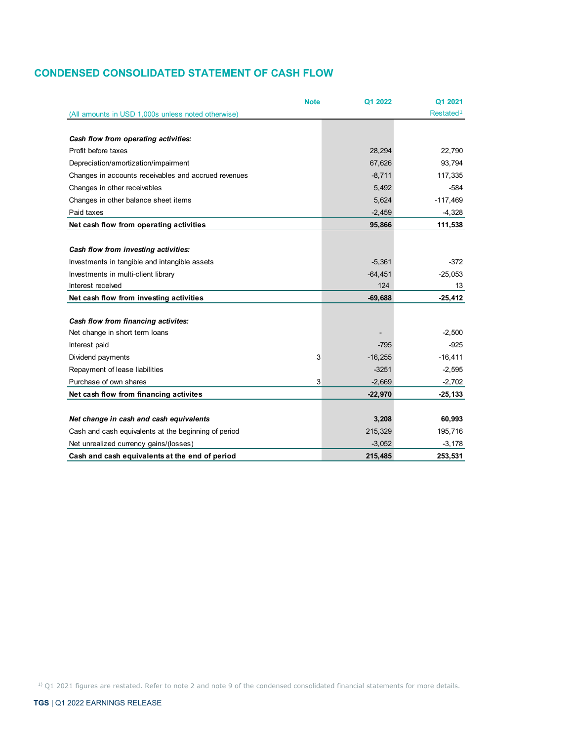## CONDENSED CONSOLIDATED STATEMENT OF CASH FLOW

| (All amounts in USD 1,000s unless noted otherwise) | Note | Q1 2022 | Q1 2021 Restated[1] |
|---|---|---|---|
| ***Cash flow from operating activities:*** | | | |
| Profit before taxes | | 28,294 | 22,790 |
| Depreciation/amortization/impairment | | 67,626 | 93,794 |
| Changes in accounts receivables and accrued revenues | | -8,711 | 117,335 |
| Changes in other receivables | | 5,492 | -584 |
| Changes in other balance sheet items | | 5,624 | -117,469 |
| Paid taxes | | -2,459 | -4,328 |
| **Net cash flow from operating activities** | | **95,866** | **111,538** |
| ***Cash flow from investing activities:*** | | | |
| Investments in tangible and intangible assets | | -5,361 | -372 |
| Investments in multi-client library | | -64,451 | -25,053 |
| Interest received | | 124 | 13 |
| **Net cash flow from investing activities** | | **-69,688** | **-25,412** |
| ***Cash flow from financing activites:*** | | | |
| Net change in short term loans | | - | -2,500 |
| Interest paid | | -795 | -925 |
| Dividend payments | 3 | -16,255 | -16,411 |
| Repayment of lease liabilities | | -3251 | -2,595 |
| Purchase of own shares | 3 | -2,669 | -2,702 |
| **Net cash flow from financing activites** | | **-22,970** | **-25,133** |
| ***Net change in cash and cash equivalents*** | | **3,208** | **60,993** |
| Cash and cash equivalents at the beginning of period | | 215,329 | 195,716 |
| Net unrealized currency gains/(losses) | | -3,052 | -3,178 |
| **Cash and cash equivalents at the end of period** | | **215,485** | **253,531** |

[1] Q1 2021 figures are restated. Refer to note 2 and note 9 of the condensed consolidated financial statements for more details.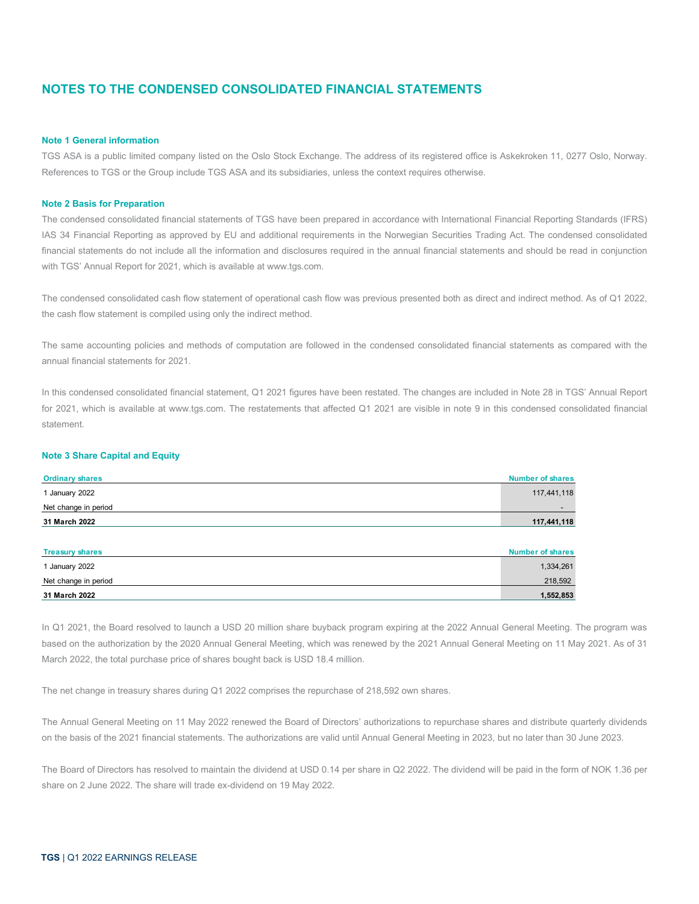# NOTES TO THE CONDENSED CONSOLIDATED FINANCIAL STATEMENTS

### Note 1 General information

TGS ASA is a public limited company listed on the Oslo Stock Exchange. The address of its registered office is Askekroken 11, 0277 Oslo, Norway. References to TGS or the Group include TGS ASA and its subsidiaries, unless the context requires otherwise.

### Note 2 Basis for Preparation

The condensed consolidated financial statements of TGS have been prepared in accordance with International Financial Reporting Standards (IFRS) IAS 34 Financial Reporting as approved by EU and additional requirements in the Norwegian Securities Trading Act. The condensed consolidated financial statements do not include all the information and disclosures required in the annual financial statements and should be read in conjunction with TGS' Annual Report for 2021, which is available at www.tgs.com.

The condensed consolidated cash flow statement of operational cash flow was previous presented both as direct and indirect method. As of Q1 2022, the cash flow statement is compiled using only the indirect method.

The same accounting policies and methods of computation are followed in the condensed consolidated financial statements as compared with the annual financial statements for 2021.

In this condensed consolidated financial statement, Q1 2021 figures have been restated. The changes are included in Note 28 in TGS' Annual Report for 2021, which is available at www.tgs.com. The restatements that affected Q1 2021 are visible in note 9 in this condensed consolidated financial statement.

### Note 3 Share Capital and Equity

| Ordinary shares | Number of shares |
|---|---|
| 1 January 2022 | 117,441,118 |
| Net change in period | - |
| **31 March 2022** | **117,441,118** |

| Treasury shares | Number of shares |
|---|---|
| 1 January 2022 | 1,334,261 |
| Net change in period | 218,592 |
| **31 March 2022** | **1,552,853** |

In Q1 2021, the Board resolved to launch a USD 20 million share buyback program expiring at the 2022 Annual General Meeting. The program was based on the authorization by the 2020 Annual General Meeting, which was renewed by the 2021 Annual General Meeting on 11 May 2021. As of 31 March 2022, the total purchase price of shares bought back is USD 18.4 million.

The net change in treasury shares during Q1 2022 comprises the repurchase of 218,592 own shares.

The Annual General Meeting on 11 May 2022 renewed the Board of Directors' authorizations to repurchase shares and distribute quarterly dividends on the basis of the 2021 financial statements. The authorizations are valid until Annual General Meeting in 2023, but no later than 30 June 2023.

The Board of Directors has resolved to maintain the dividend at USD 0.14 per share in Q2 2022. The dividend will be paid in the form of NOK 1.36 per share on 2 June 2022. The share will trade ex-dividend on 19 May 2022.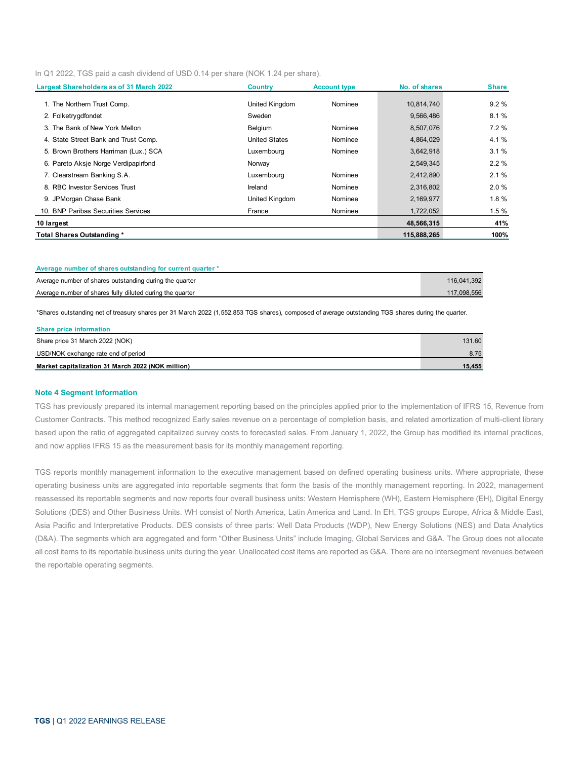In Q1 2022, TGS paid a cash dividend of USD 0.14 per share (NOK 1.24 per share).

| Largest Shareholders as of 31 March 2022 | Country | Account type | No. of shares | Share |
|---|---|---|---|---|
| 1. The Northern Trust Comp. | United Kingdom | Nominee | 10,814,740 | 9.2 % |
| 2. Folketrygdfondet | Sweden | | 9,566,486 | 8.1 % |
| 3. The Bank of New York Mellon | Belgium | Nominee | 8,507,076 | 7.2 % |
| 4. State Street Bank and Trust Comp. | United States | Nominee | 4,864,029 | 4.1 % |
| 5. Brown Brothers Harriman (Lux.) SCA | Luxembourg | Nominee | 3,642,918 | 3.1 % |
| 6. Pareto Aksje Norge Verdipapirfond | Norway | | 2,549,345 | 2.2 % |
| 7. Clearstream Banking S.A. | Luxembourg | Nominee | 2,412,890 | 2.1 % |
| 8. RBC Investor Services Trust | Ireland | Nominee | 2,316,802 | 2.0 % |
| 9. JPMorgan Chase Bank | United Kingdom | Nominee | 2,169,977 | 1.8 % |
| 10. BNP Paribas Securities Services | France | Nominee | 1,722,052 | 1.5 % |
| **10 largest** | | | **48,566,315** | **41%** |
| **Total Shares Outstanding *** | | | **115,888,265** | **100%** |

| Average number of shares outstanding for current quarter * | |
|---|---|
| Average number of shares outstanding during the quarter | 116,041,392 |
| Average number of shares fully diluted during the quarter | 117,098,556 |

*Shares outstanding net of treasury shares per 31 March 2022 (1,552,853 TGS shares), composed of average outstanding TGS shares during the quarter.

| Share price information | |
|---|---|
| Share price 31 March 2022 (NOK) | 131.60 |
| USD/NOK exchange rate end of period | 8.75 |
| **Market capitalization 31 March 2022 (NOK million)** | **15,455** |

## Note 4 Segment Information

TGS has previously prepared its internal management reporting based on the principles applied prior to the implementation of IFRS 15, Revenue from Customer Contracts. This method recognized Early sales revenue on a percentage of completion basis, and related amortization of multi-client library based upon the ratio of aggregated capitalized survey costs to forecasted sales. From January 1, 2022, the Group has modified its internal practices, and now applies IFRS 15 as the measurement basis for its monthly management reporting.

TGS reports monthly management information to the executive management based on defined operating business units. Where appropriate, these operating business units are aggregated into reportable segments that form the basis of the monthly management reporting. In 2022, management reassessed its reportable segments and now reports four overall business units: Western Hemisphere (WH), Eastern Hemisphere (EH), Digital Energy Solutions (DES) and Other Business Units. WH consist of North America, Latin America and Land. In EH, TGS groups Europe, Africa & Middle East, Asia Pacific and Interpretative Products. DES consists of three parts: Well Data Products (WDP), New Energy Solutions (NES) and Data Analytics (D&A). The segments which are aggregated and form "Other Business Units" include Imaging, Global Services and G&A. The Group does not allocate all cost items to its reportable business units during the year. Unallocated cost items are reported as G&A. There are no intersegment revenues between the reportable operating segments.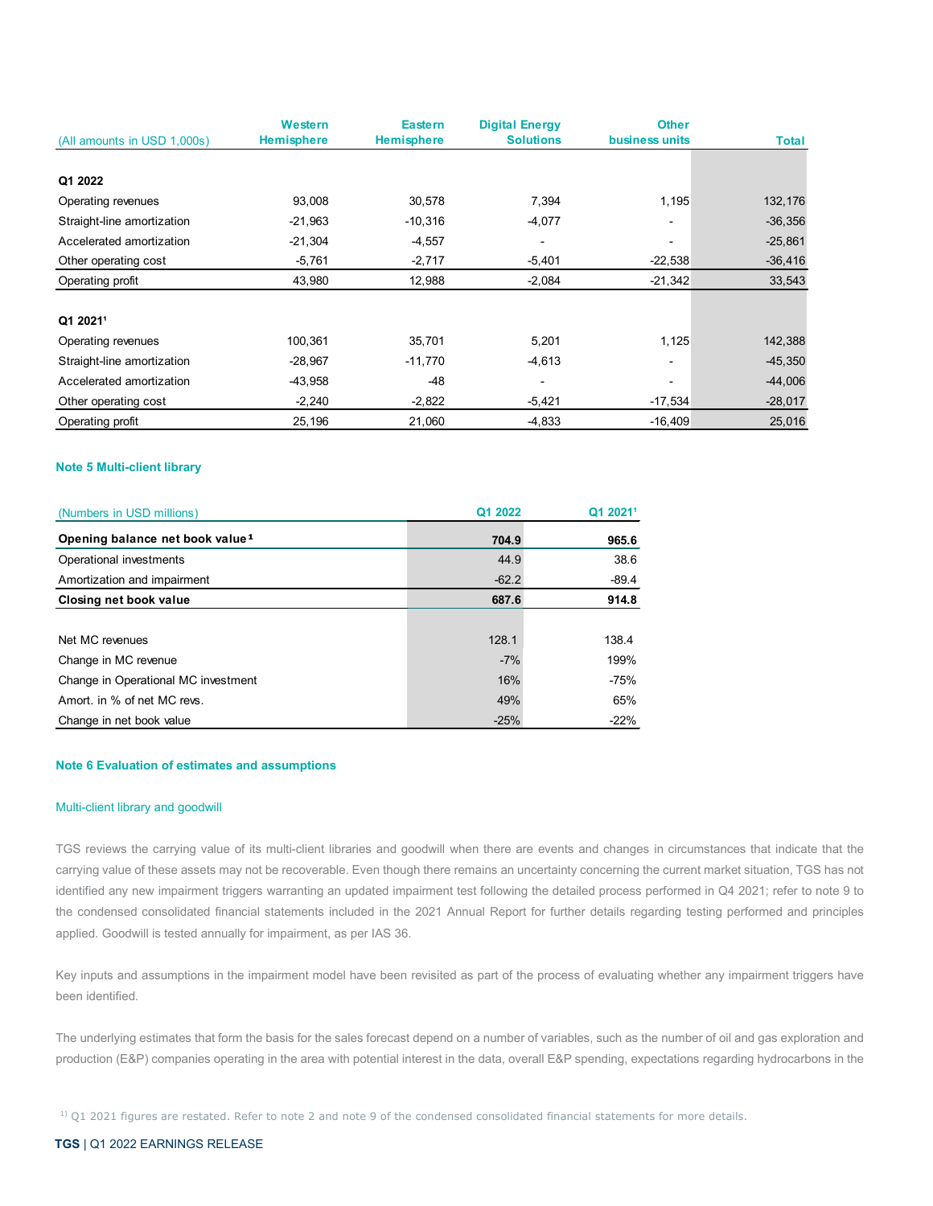| (All amounts in USD 1,000s) | Western Hemisphere | Eastern Hemisphere | Digital Energy Solutions | Other business units | Total |
|---|---|---|---|---|---|
| **Q1 2022** | | | | | |
| Operating revenues | 93,008 | 30,578 | 7,394 | 1,195 | 132,176 |
| Straight-line amortization | -21,963 | -10,316 | -4,077 | - | -36,356 |
| Accelerated amortization | -21,304 | -4,557 | - | - | -25,861 |
| Other operating cost | -5,761 | -2,717 | -5,401 | -22,538 | -36,416 |
| Operating profit | 43,980 | 12,988 | -2,084 | -21,342 | 33,543 |
| **Q1 2021[1]** | | | | | |
| Operating revenues | 100,361 | 35,701 | 5,201 | 1,125 | 142,388 |
| Straight-line amortization | -28,967 | -11,770 | -4,613 | - | -45,350 |
| Accelerated amortization | -43,958 | -48 | - | - | -44,006 |
| Other operating cost | -2,240 | -2,822 | -5,421 | -17,534 | -28,017 |
| Operating profit | 25,196 | 21,060 | -4,833 | -16,409 | 25,016 |

## Note 5 Multi-client library

| (Numbers in USD millions) | Q1 2022 | Q1 2021[1] |
|---|---|---|
| **Opening balance net book value[1]** | **704.9** | **965.6** |
| Operational investments | 44.9 | 38.6 |
| Amortization and impairment | -62.2 | -89.4 |
| **Closing net book value** | **687.6** | **914.8** |
| | | |
| Net MC revenues | 128.1 | 138.4 |
| Change in MC revenue | -7% | 199% |
| Change in Operational MC investment | 16% | -75% |
| Amort. in % of net MC revs. | 49% | 65% |
| Change in net book value | -25% | -22% |

## Note 6 Evaluation of estimates and assumptions

### Multi-client library and goodwill

TGS reviews the carrying value of its multi-client libraries and goodwill when there are events and changes in circumstances that indicate that the carrying value of these assets may not be recoverable. Even though there remains an uncertainty concerning the current market situation, TGS has not identified any new impairment triggers warranting an updated impairment test following the detailed process performed in Q4 2021; refer to note 9 to the condensed consolidated financial statements included in the 2021 Annual Report for further details regarding testing performed and principles applied. Goodwill is tested annually for impairment, as per IAS 36.

Key inputs and assumptions in the impairment model have been revisited as part of the process of evaluating whether any impairment triggers have been identified.

The underlying estimates that form the basis for the sales forecast depend on a number of variables, such as the number of oil and gas exploration and production (E&P) companies operating in the area with potential interest in the data, overall E&P spending, expectations regarding hydrocarbons in the

[1]) Q1 2021 figures are restated. Refer to note 2 and note 9 of the condensed consolidated financial statements for more details.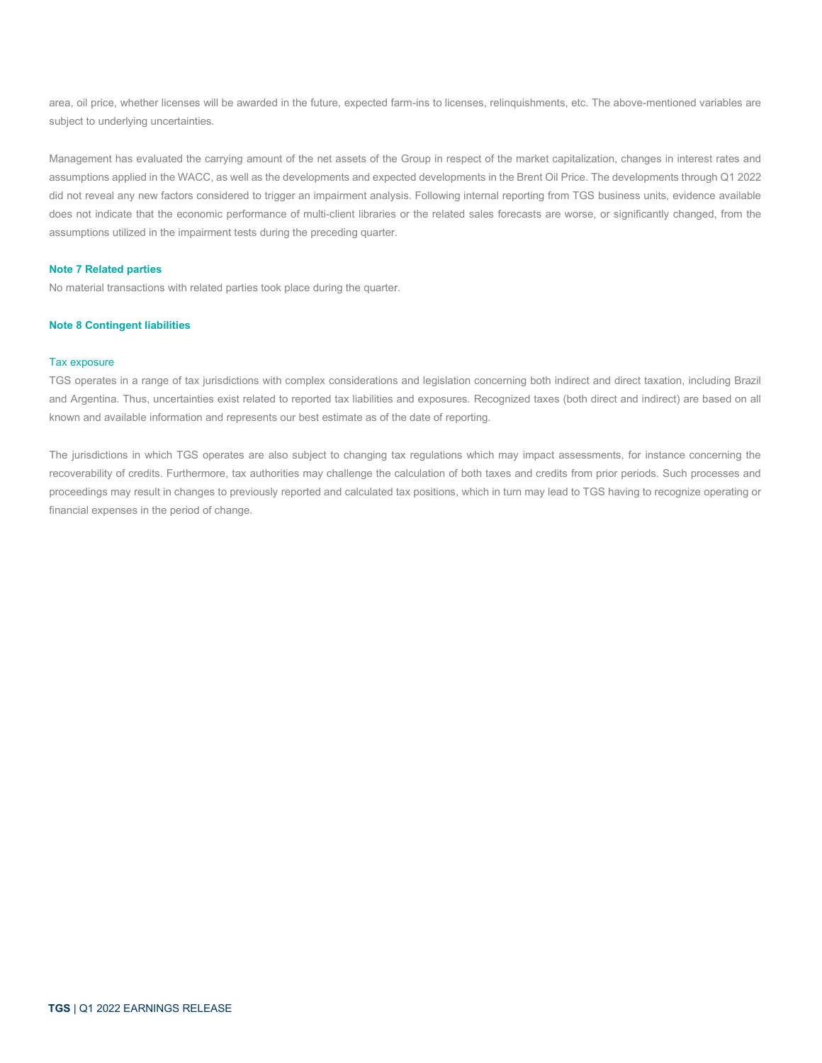area, oil price, whether licenses will be awarded in the future, expected farm-ins to licenses, relinquishments, etc. The above-mentioned variables are subject to underlying uncertainties.

Management has evaluated the carrying amount of the net assets of the Group in respect of the market capitalization, changes in interest rates and assumptions applied in the WACC, as well as the developments and expected developments in the Brent Oil Price. The developments through Q1 2022 did not reveal any new factors considered to trigger an impairment analysis. Following internal reporting from TGS business units, evidence available does not indicate that the economic performance of multi-client libraries or the related sales forecasts are worse, or significantly changed, from the assumptions utilized in the impairment tests during the preceding quarter.

## Note 7 Related parties

No material transactions with related parties took place during the quarter.

## Note 8 Contingent liabilities

### Tax exposure

TGS operates in a range of tax jurisdictions with complex considerations and legislation concerning both indirect and direct taxation, including Brazil and Argentina. Thus, uncertainties exist related to reported tax liabilities and exposures. Recognized taxes (both direct and indirect) are based on all known and available information and represents our best estimate as of the date of reporting.

The jurisdictions in which TGS operates are also subject to changing tax regulations which may impact assessments, for instance concerning the recoverability of credits. Furthermore, tax authorities may challenge the calculation of both taxes and credits from prior periods. Such processes and proceedings may result in changes to previously reported and calculated tax positions, which in turn may lead to TGS having to recognize operating or financial expenses in the period of change.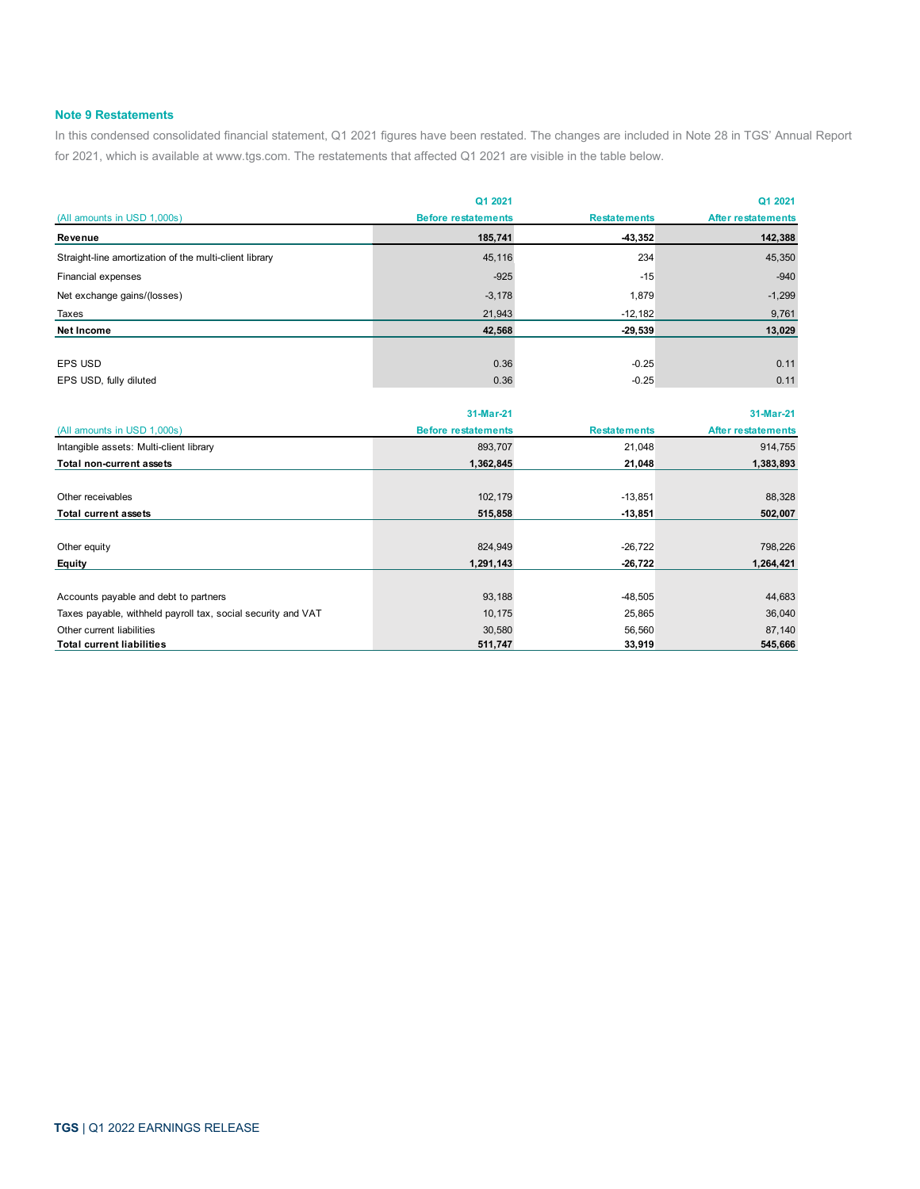### Note 9 Restatements

In this condensed consolidated financial statement, Q1 2021 figures have been restated. The changes are included in Note 28 in TGS' Annual Report for 2021, which is available at www.tgs.com. The restatements that affected Q1 2021 are visible in the table below.

| (All amounts in USD 1,000s) | Q1 2021 Before restatements | Restatements | Q1 2021 After restatements |
|---|---|---|---|
| **Revenue** | **185,741** | **-43,352** | **142,388** |
| Straight-line amortization of the multi-client library | 45,116 | 234 | 45,350 |
| Financial expenses | -925 | -15 | -940 |
| Net exchange gains/(losses) | -3,178 | 1,879 | -1,299 |
| Taxes | 21,943 | -12,182 | 9,761 |
| **Net Income** | **42,568** | **-29,539** | **13,029** |
| | | | |
| EPS USD | 0.36 | -0.25 | 0.11 |
| EPS USD, fully diluted | 0.36 | -0.25 | 0.11 |

| (All amounts in USD 1,000s) | 31-Mar-21 Before restatements | Restatements | 31-Mar-21 After restatements |
|---|---|---|---|
| Intangible assets: Multi-client library | 893,707 | 21,048 | 914,755 |
| **Total non-current assets** | **1,362,845** | **21,048** | **1,383,893** |
| | | | |
| Other receivables | 102,179 | -13,851 | 88,328 |
| **Total current assets** | **515,858** | **-13,851** | **502,007** |
| | | | |
| Other equity | 824,949 | -26,722 | 798,226 |
| **Equity** | **1,291,143** | **-26,722** | **1,264,421** |
| | | | |
| Accounts payable and debt to partners | 93,188 | -48,505 | 44,683 |
| Taxes payable, withheld payroll tax, social security and VAT | 10,175 | 25,865 | 36,040 |
| Other current liabilities | 30,580 | 56,560 | 87,140 |
| **Total current liabilities** | **511,747** | **33,919** | **545,666** |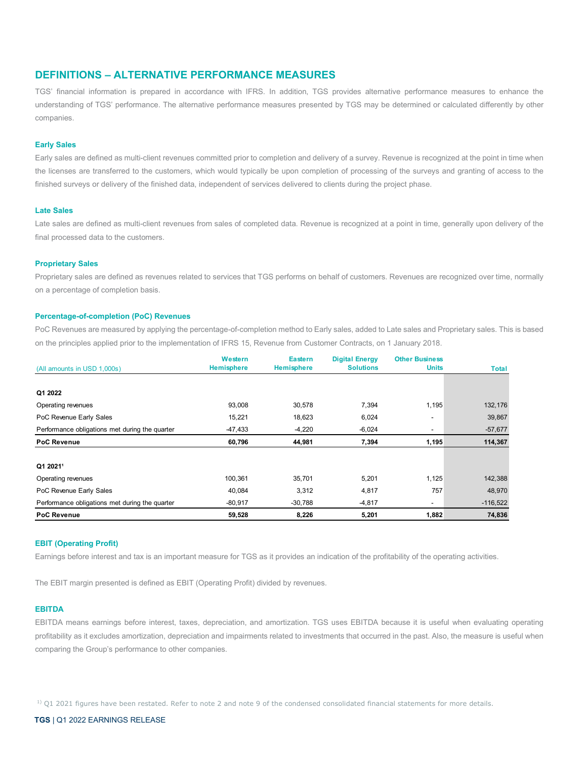## DEFINITIONS – ALTERNATIVE PERFORMANCE MEASURES

TGS' financial information is prepared in accordance with IFRS. In addition, TGS provides alternative performance measures to enhance the understanding of TGS' performance. The alternative performance measures presented by TGS may be determined or calculated differently by other companies.

### Early Sales

Early sales are defined as multi-client revenues committed prior to completion and delivery of a survey. Revenue is recognized at the point in time when the licenses are transferred to the customers, which would typically be upon completion of processing of the surveys and granting of access to the finished surveys or delivery of the finished data, independent of services delivered to clients during the project phase.

### Late Sales

Late sales are defined as multi-client revenues from sales of completed data. Revenue is recognized at a point in time, generally upon delivery of the final processed data to the customers.

### Proprietary Sales

Proprietary sales are defined as revenues related to services that TGS performs on behalf of customers. Revenues are recognized over time, normally on a percentage of completion basis.

### Percentage-of-completion (PoC) Revenues

PoC Revenues are measured by applying the percentage-of-completion method to Early sales, added to Late sales and Proprietary sales. This is based on the principles applied prior to the implementation of IFRS 15, Revenue from Customer Contracts, on 1 January 2018.

| (All amounts in USD 1,000s) | Western Hemisphere | Eastern Hemisphere | Digital Energy Solutions | Other Business Units | Total |
|---|---|---|---|---|---|
| **Q1 2022** | | | | | |
| Operating revenues | 93,008 | 30,578 | 7,394 | 1,195 | 132,176 |
| PoC Revenue Early Sales | 15,221 | 18,623 | 6,024 | - | 39,867 |
| Performance obligations met during the quarter | -47,433 | -4,220 | -6,024 | - | -57,677 |
| **PoC Revenue** | **60,796** | **44,981** | **7,394** | **1,195** | **114,367** |
| **Q1 2021[1]** | | | | | |
| Operating revenues | 100,361 | 35,701 | 5,201 | 1,125 | 142,388 |
| PoC Revenue Early Sales | 40,084 | 3,312 | 4,817 | 757 | 48,970 |
| Performance obligations met during the quarter | -80,917 | -30,788 | -4,817 | - | -116,522 |
| **PoC Revenue** | **59,528** | **8,226** | **5,201** | **1,882** | **74,836** |

### EBIT (Operating Profit)

Earnings before interest and tax is an important measure for TGS as it provides an indication of the profitability of the operating activities.

The EBIT margin presented is defined as EBIT (Operating Profit) divided by revenues.

### EBITDA

EBITDA means earnings before interest, taxes, depreciation, and amortization. TGS uses EBITDA because it is useful when evaluating operating profitability as it excludes amortization, depreciation and impairments related to investments that occurred in the past. Also, the measure is useful when comparing the Group's performance to other companies.

[1] Q1 2021 figures have been restated. Refer to note 2 and note 9 of the condensed consolidated financial statements for more details.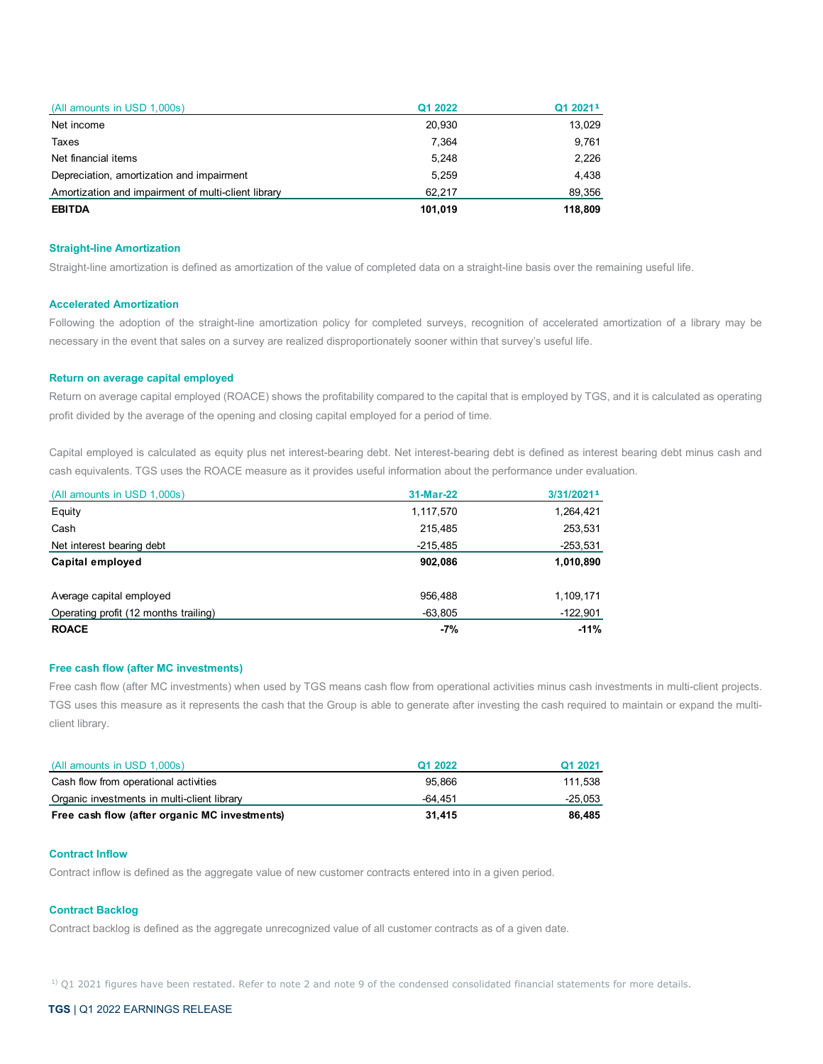| (All amounts in USD 1,000s) | Q1 2022 | Q1 2021[1] |
|---|---|---|
| Net income | 20,930 | 13,029 |
| Taxes | 7,364 | 9,761 |
| Net financial items | 5,248 | 2,226 |
| Depreciation, amortization and impairment | 5,259 | 4,438 |
| Amortization and impairment of multi-client library | 62,217 | 89,356 |
| **EBITDA** | **101,019** | **118,809** |

### Straight-line Amortization

Straight-line amortization is defined as amortization of the value of completed data on a straight-line basis over the remaining useful life.

### Accelerated Amortization

Following the adoption of the straight-line amortization policy for completed surveys, recognition of accelerated amortization of a library may be necessary in the event that sales on a survey are realized disproportionately sooner within that survey's useful life.

### Return on average capital employed

Return on average capital employed (ROACE) shows the profitability compared to the capital that is employed by TGS, and it is calculated as operating profit divided by the average of the opening and closing capital employed for a period of time.

Capital employed is calculated as equity plus net interest-bearing debt. Net interest-bearing debt is defined as interest bearing debt minus cash and cash equivalents. TGS uses the ROACE measure as it provides useful information about the performance under evaluation.

| (All amounts in USD 1,000s) | 31-Mar-22 | 3/31/2021[1] |
|---|---|---|
| Equity | 1,117,570 | 1,264,421 |
| Cash | 215,485 | 253,531 |
| Net interest bearing debt | -215,485 | -253,531 |
| **Capital employed** | **902,086** | **1,010,890** |
| | | |
| Average capital employed | 956,488 | 1,109,171 |
| Operating profit (12 months trailing) | -63,805 | -122,901 |
| **ROACE** | **-7%** | **-11%** |

### Free cash flow (after MC investments)

Free cash flow (after MC investments) when used by TGS means cash flow from operational activities minus cash investments in multi-client projects. TGS uses this measure as it represents the cash that the Group is able to generate after investing the cash required to maintain or expand the multi-client library.

| (All amounts in USD 1,000s) | Q1 2022 | Q1 2021 |
|---|---|---|
| Cash flow from operational activities | 95,866 | 111,538 |
| Organic investments in multi-client library | -64,451 | -25,053 |
| **Free cash flow (after organic MC investments)** | **31,415** | **86,485** |

### Contract Inflow

Contract inflow is defined as the aggregate value of new customer contracts entered into in a given period.

### Contract Backlog

Contract backlog is defined as the aggregate unrecognized value of all customer contracts as of a given date.

[1]) Q1 2021 figures have been restated. Refer to note 2 and note 9 of the condensed consolidated financial statements for more details.